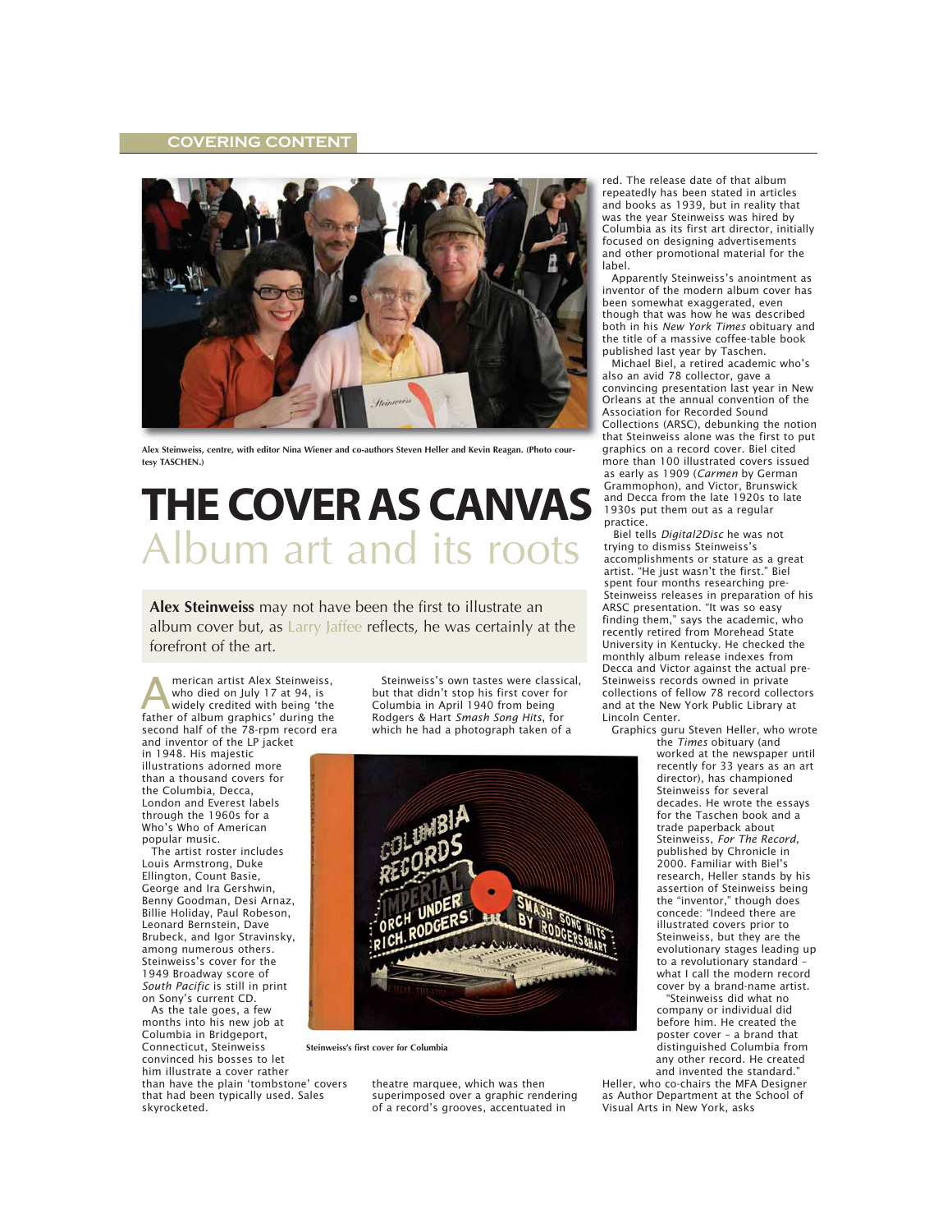Alex Steinweiss, centre, with editor Nina Wiener and co-authors Steven Heller and Kevin Reagan. (Photo courtesy TASCHEN.)

# THE COVER AS CANVAS

## Album art and its roots

**Alex Steinweiss** may not have been the first to illustrate an album cover but, as Larry Jaffee reflects, he was certainly at the forefront of the art.

American artist Alex Steinweiss, who died on July 17 at 94, is widely credited with being 'the father of album graphics' during the second half of the 78-rpm record era and inventor of the LP jacket in 1948. His majestic illustrations adorned more than a thousand covers for the Columbia, Decca, London and Everest labels through the 1960s for a Who's Who of American popular music.

The artist roster includes Louis Armstrong, Duke Ellington, Count Basie, George and Ira Gershwin, Benny Goodman, Desi Arnaz, Billie Holiday, Paul Robeson, Leonard Bernstein, Dave Brubeck, and Igor Stravinsky, among numerous others. Steinweiss's cover for the 1949 Broadway score of *South Pacific* is still in print on Sony's current CD.

As the tale goes, a few months into his new job at Columbia in Bridgeport, Connecticut, Steinweiss convinced his bosses to let him illustrate a cover rather than have the plain 'tombstone' covers that had been typically used. Sales skyrocketed.

Steinweiss's own tastes were classical, but that didn't stop his first cover for Columbia in April 1940 from being Rodgers & Hart *Smash Song Hits*, for which he had a photograph taken of a theatre marquee, which was then superimposed over a graphic rendering of a record's grooves, accentuated in red. The release date of that album repeatedly has been stated in articles and books as 1939, but in reality that was the year Steinweiss was hired by Columbia as its first art director, initially focused on designing advertisements and other promotional material for the label.

Steinweiss's first cover for Columbia

Apparently Steinweiss's anointment as inventor of the modern album cover has been somewhat exaggerated, even though that was how he was described both in his *New York Times* obituary and the title of a massive coffee-table book published last year by Taschen.

Michael Biel, a retired academic who's also an avid 78 collector, gave a convincing presentation last year in New Orleans at the annual convention of the Association for Recorded Sound Collections (ARSC), debunking the notion that Steinweiss alone was the first to put graphics on a record cover. Biel cited more than 100 illustrated covers issued as early as 1909 (*Carmen* by German Grammophon), and Victor, Brunswick and Decca from the late 1920s to late 1930s put them out as a regular practice.

Biel tells *Digital2Disc* he was not trying to dismiss Steinweiss's accomplishments or stature as a great artist. "He just wasn't the first." Biel spent four months researching pre-Steinweiss releases in preparation of his ARSC presentation. "It was so easy finding them," says the academic, who recently retired from Morehead State University in Kentucky. He checked the monthly album release indexes from Decca and Victor against the actual pre-Steinweiss records owned in private collections of fellow 78 record collectors and at the New York Public Library at Lincoln Center.

Graphics guru Steven Heller, who wrote the *Times* obituary (and worked at the newspaper until recently for 33 years as an art director), has championed Steinweiss for several decades. He wrote the essays for the Taschen book and a trade paperback about Steinweiss, *For The Record,* published by Chronicle in 2000. Familiar with Biel's research, Heller stands by his assertion of Steinweiss being the "inventor," though does concede: "Indeed there are illustrated covers prior to Steinweiss, but they are the evolutionary stages leading up to a revolutionary standard – what I call the modern record cover by a brand-name artist.

"Steinweiss did what no company or individual did before him. He created the poster cover – a brand that distinguished Columbia from any other record. He created and invented the standard."

Heller, who co-chairs the MFA Designer as Author Department at the School of Visual Arts in New York, asks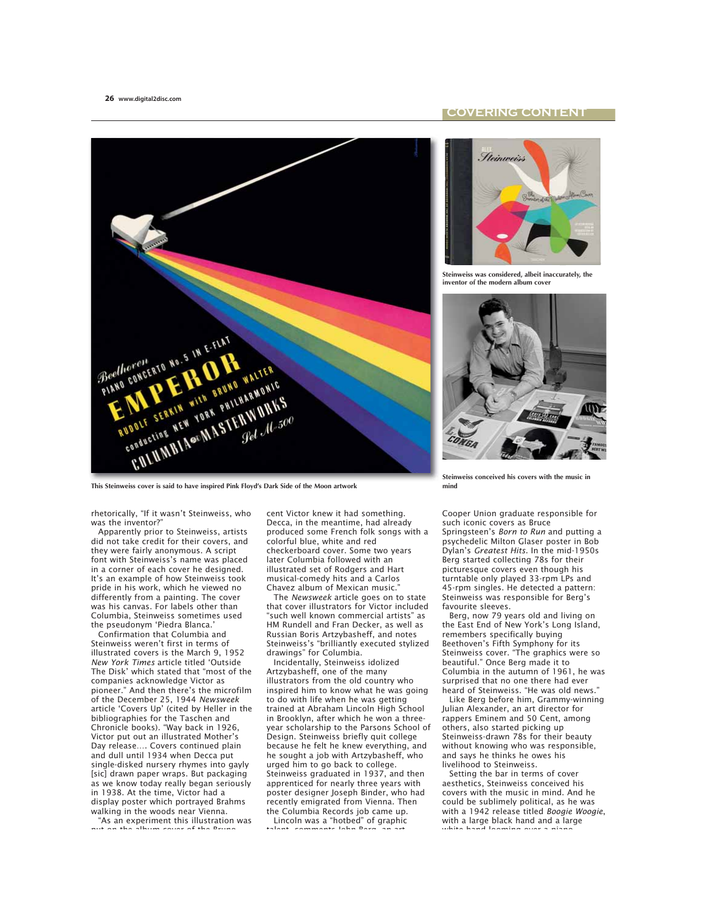This Steinweiss cover is said to have inspired Pink Floyd's Dark Side of the Moon artwork

Steinweiss was considered, albeit inaccurately, the inventor of the modern album cover

Steinweiss conceived his covers with the music in mind

rhetorically, "If it wasn't Steinweiss, who was the inventor?"

Apparently prior to Steinweiss, artists did not take credit for their covers, and they were fairly anonymous. A script font with Steinweiss's name was placed in a corner of each cover he designed. It's an example of how Steinweiss took pride in his work, which he viewed no differently from a painting. The cover was his canvas. For labels other than Columbia, Steinweiss sometimes used the pseudonym 'Piedra Blanca.'

Confirmation that Columbia and Steinweiss weren't first in terms of illustrated covers is the March 9, 1952 *New York Times* article titled 'Outside The Disk' which stated that "most of the companies acknowledge Victor as pioneer." And then there's the microfilm of the December 25, 1944 *Newsweek* article 'Covers Up' (cited by Heller in the bibliographies for the Taschen and Chronicle books). "Way back in 1926, Victor put out an illustrated Mother's Day release.... Covers continued plain and dull until 1934 when Decca put single-disked nursery rhymes into gayly [sic] drawn paper wraps. But packaging as we know today really began seriously in 1938. At the time, Victor had a display poster which portrayed Brahms walking in the woods near Vienna.

"As an experiment this illustration was put on the album cover of the Bruno cent Victor knew it had something. Decca, in the meantime, had already produced some French folk songs with a colorful blue, white and red checkerboard cover. Some two years later Columbia followed with an illustrated set of Rodgers and Hart musical-comedy hits and a Carlos Chavez album of Mexican music."

The *Newsweek* article goes on to state that cover illustrators for Victor included "such well known commercial artists" as HM Rundell and Fran Decker, as well as Russian Boris Artzybasheff, and notes Steinweiss's "brilliantly executed stylized drawings" for Columbia.

Incidentally, Steinweiss idolized Artzybasheff, one of the many illustrators from the old country who inspired him to know what he was going to do with life when he was getting trained at Abraham Lincoln High School in Brooklyn, after which he won a three-year scholarship to the Parsons School of Design. Steinweiss briefly quit college because he felt he knew everything, and he sought a job with Artzybasheff, who urged him to go back to college. Steinweiss graduated in 1937, and then apprenticed for nearly three years with poster designer Joseph Binder, who had recently emigrated from Vienna. Then the Columbia Records job came up.

Lincoln was a "hotbed" of graphic talent, comments John Berg, an art Cooper Union graduate responsible for such iconic covers as Bruce Springsteen's *Born to Run* and putting a psychedelic Milton Glaser poster in Bob Dylan's *Greatest Hits*. In the mid-1950s Berg started collecting 78s for their picturesque covers even though his turntable only played 33-rpm LPs and 45-rpm singles. He detected a pattern: Steinweiss was responsible for Berg's favourite sleeves.

Berg, now 79 years old and living on the East End of New York's Long Island, remembers specifically buying Beethoven's Fifth Symphony for its Steinweiss cover. "The graphics were so beautiful." Once Berg made it to Columbia in the autumn of 1961, he was surprised that no one there had ever heard of Steinweiss. "He was old news."

Like Berg before him, Grammy-winning Julian Alexander, an art director for rappers Eminem and 50 Cent, among others, also started picking up Steinweiss-drawn 78s for their beauty without knowing who was responsible, and says he thinks he owes his livelihood to Steinweiss.

Setting the bar in terms of cover aesthetics, Steinweiss conceived his covers with the music in mind. And he could be sublimely political, as he was with a 1942 release titled *Boogie Woogie*, with a large black hand and a large white hand looming over a piano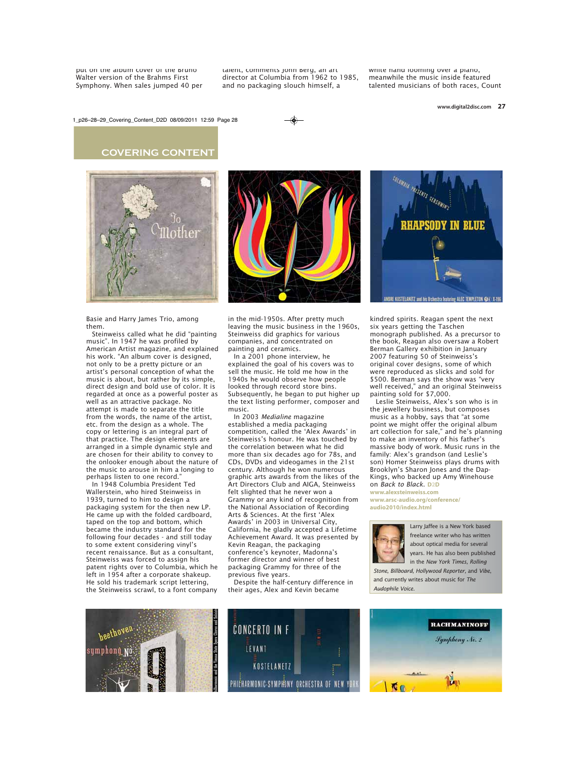## COVERING CONTENT

Basie and Harry James Trio, among them.

Steinweiss called what he did "painting music". In 1947 he was profiled by American Artist magazine, and explained his work. "An album cover is designed, not only to be a pretty picture or an artist's personal conception of what the music is about, but rather by its simple, direct design and bold use of color. It is regarded at once as a powerful poster as well as an attractive package. No attempt is made to separate the title from the words, the name of the artist, etc. from the design as a whole. The copy or lettering is an integral part of that practice. The design elements are arranged in a simple dynamic style and are chosen for their ability to convey to the onlooker enough about the nature of the music to arouse in him a longing to perhaps listen to one record."

In 1948 Columbia President Ted Wallerstein, who hired Steinweiss in 1939, turned to him to design a packaging system for the then new LP. He came up with the folded cardboard, taped on the top and bottom, which became the industry standard for the following four decades - and still today to some extent considering vinyl's recent renaissance. But as a consultant, Steinweiss was forced to assign his patent rights over to Columbia, which he left in 1954 after a corporate shakeup. He sold his trademark script lettering, the Steinweiss scrawl, to a font company in the mid-1950s. After pretty much leaving the music business in the 1960s, Steinweiss did graphics for various companies, and concentrated on painting and ceramics.

In a 2001 phone interview, he explained the goal of his covers was to sell the music. He told me how in the 1940s he would observe how people looked through record store bins. Subsequently, he began to put higher up the text listing performer, composer and music.

In 2003 *Medialine* magazine established a media packaging competition, called the 'Alex Awards' in Steinweiss's honour. He was touched by the correlation between what he did more than six decades ago for 78s, and CDs, DVDs and videogames in the 21st century. Although he won numerous graphic arts awards from the likes of the Art Directors Club and AIGA, Steinweiss felt slighted that he never won a Grammy or any kind of recognition from the National Association of Recording Arts & Sciences. At the first 'Alex Awards' in 2003 in Universal City, California, he gladly accepted a Lifetime Achievement Award. It was presented by Kevin Reagan, the packaging conference's keynoter, Madonna's former director and winner of best packaging Grammy for three of the previous five years.

Despite the half-century difference in their ages, Alex and Kevin became kindred spirits. Reagan spent the next six years getting the Taschen monograph published. As a precursor to the book, Reagan also oversaw a Robert Berman Gallery exhibition in January 2007 featuring 50 of Steinweiss's original cover designs, some of which were reproduced as slicks and sold for $500. Berman says the show was "very well received," and an original Steinweiss painting sold for $7,000.

Leslie Steinweiss, Alex's son who is in the jewellery business, but composes music as a hobby, says that "at some point we might offer the original album art collection for sale," and he's planning to make an inventory of his father's massive body of work. Music runs in the family: Alex's grandson (and Leslie's son) Homer Steinweiss plays drums with Brooklyn's Sharon Jones and the Dap-Kings, who backed up Amy Winehouse on *Back to Black*. D2D

www.alexsteinweiss.com
www.arsc-audio.org/conference/audio2010/index.html

Larry Jaffee is a New York based freelance writer who has written about optical media for several years. He has also been published in the *New York Times*, *Rolling Stone*, *Billboard*, *Hollywood Reporter*, and *Vibe*, and currently writes about music for *The Audophile Voice*.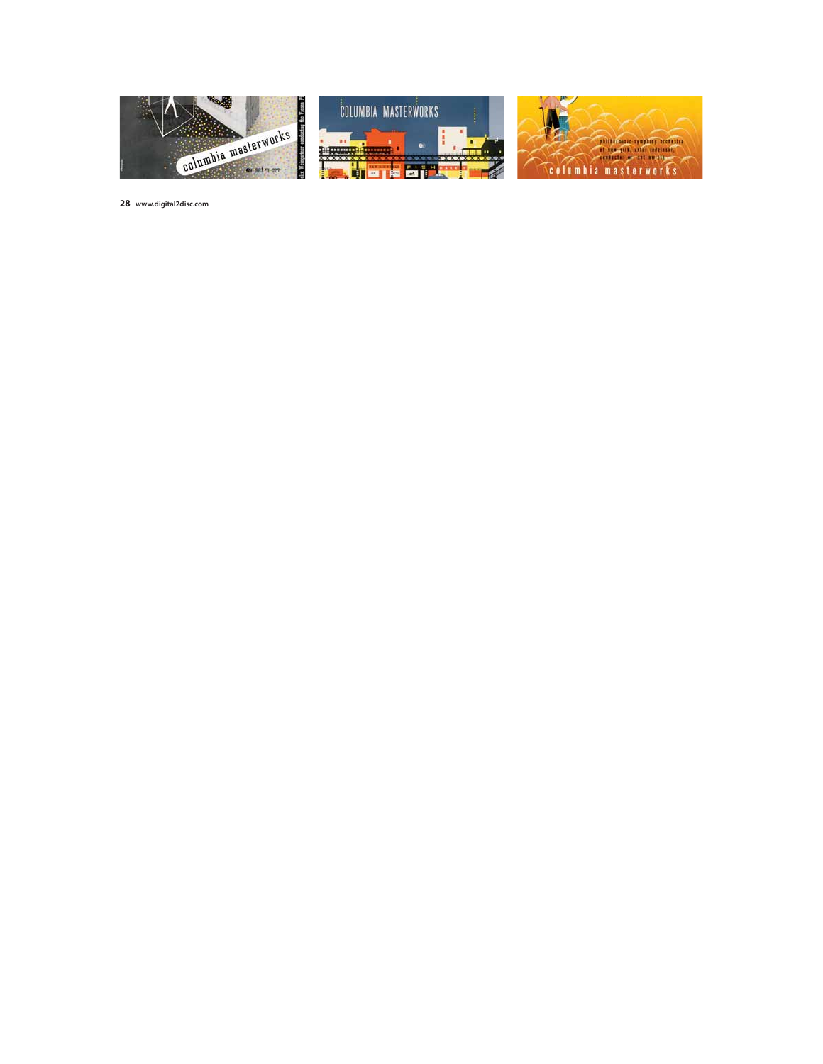columbia masterworks

set m 227

Felix Weingartner conducting the Vienna Philharmonic

COLUMBIA MASTERWORKS

FISH

philharmonic symphony orchestra of new york, artur rodzinski, conductor m set mm 479

columbia masterworks

www.digital2disc.com